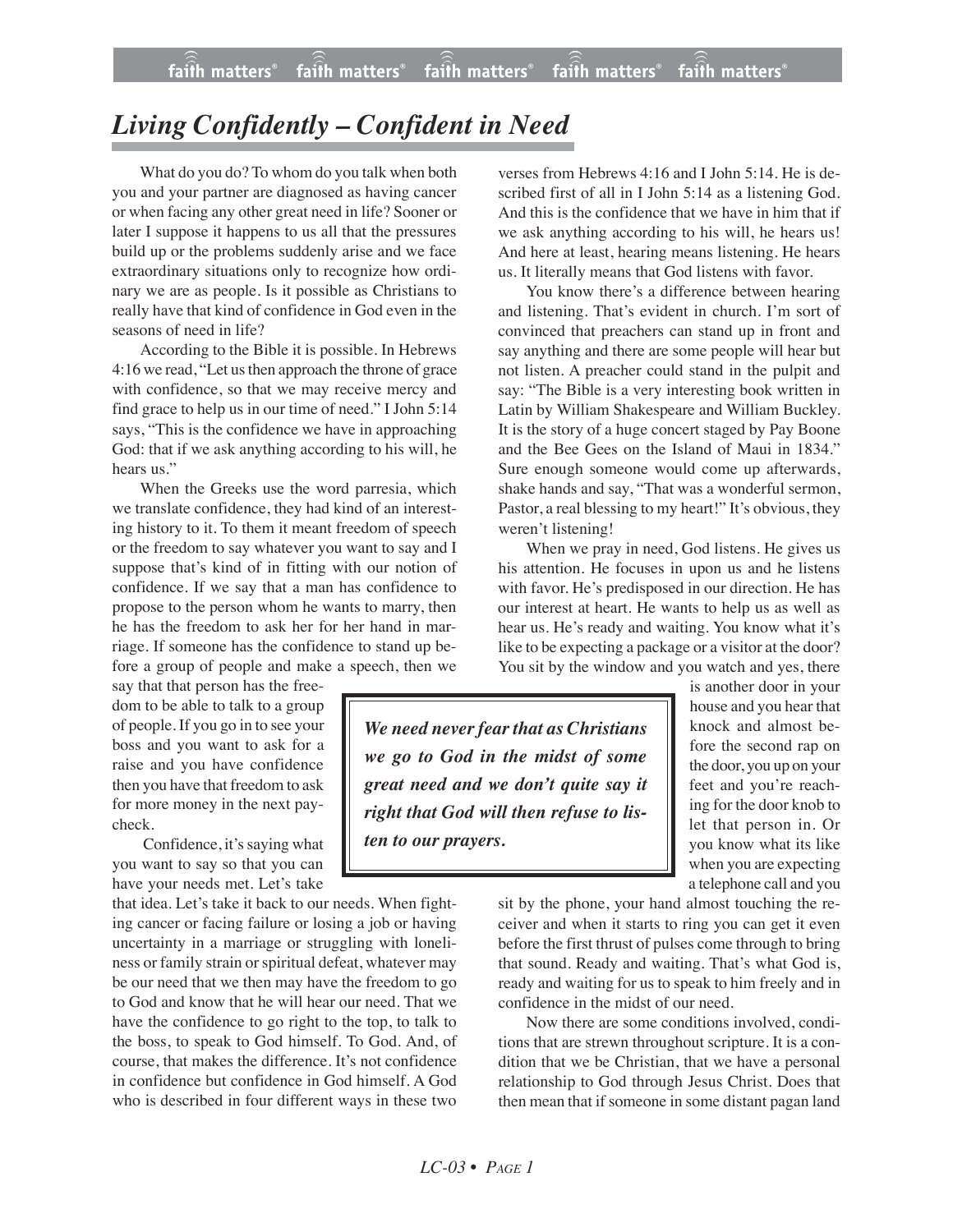# *Living Confidently – Confident in Need*

What do you do? To whom do you talk when both you and your partner are diagnosed as having cancer or when facing any other great need in life? Sooner or later I suppose it happens to us all that the pressures build up or the problems suddenly arise and we face extraordinary situations only to recognize how ordinary we are as people. Is it possible as Christians to really have that kind of confidence in God even in the seasons of need in life?

According to the Bible it is possible. In Hebrews 4:16 we read, "Let us then approach the throne of grace with confidence, so that we may receive mercy and find grace to help us in our time of need." I John 5:14 says, "This is the confidence we have in approaching God: that if we ask anything according to his will, he hears us."

When the Greeks use the word parresia, which we translate confidence, they had kind of an interesting history to it. To them it meant freedom of speech or the freedom to say whatever you want to say and I suppose that's kind of in fitting with our notion of confidence. If we say that a man has confidence to propose to the person whom he wants to marry, then he has the freedom to ask her for her hand in marriage. If someone has the confidence to stand up before a group of people and make a speech, then we say that that person has the freedom to be able to talk to a group of people. If you go in to see your boss and you want to ask for a raise and you have confidence then you have that freedom to ask for more money in the next paycheck.

Confidence, it's saying what you want to say so that you can have your needs met. Let's take that idea. Let's take it back to our needs. When fighting cancer or facing failure or losing a job or having uncertainty in a marriage or struggling with loneliness or family strain or spiritual defeat, whatever may be our need that we then may have the freedom to go to God and know that he will hear our need. That we have the confidence to go right to the top, to talk to the boss, to speak to God himself. To God. And, of course, that makes the difference. It's not confidence in confidence but confidence in God himself. A God who is described in four different ways in these two verses from Hebrews 4:16 and I John 5:14. He is described first of all in I John 5:14 as a listening God. And this is the confidence that we have in him that if we ask anything according to his will, he hears us! And here at least, hearing means listening. He hears us. It literally means that God listens with favor.

You know there's a difference between hearing and listening. That's evident in church. I'm sort of convinced that preachers can stand up in front and say anything and there are some people will hear but not listen. A preacher could stand in the pulpit and say: "The Bible is a very interesting book written in Latin by William Shakespeare and William Buckley. It is the story of a huge concert staged by Pay Boone and the Bee Gees on the Island of Maui in 1834." Sure enough someone would come up afterwards, shake hands and say, "That was a wonderful sermon, Pastor, a real blessing to my heart!" It's obvious, they weren't listening!

When we pray in need, God listens. He gives us his attention. He focuses in upon us and he listens with favor. He's predisposed in our direction. He has our interest at heart. He wants to help us as well as hear us. He's ready and waiting. You know what it's like to be expecting a package or a visitor at the door? You sit by the window and you watch and yes, there is another door in your house and you hear that knock and almost before the second rap on the door, you up on your feet and you're reaching for the door knob to let that person in. Or you know what its like when you are expecting a telephone call and you sit by the phone, your hand almost touching the receiver and when it starts to ring you can get it even before the first thrust of pulses come through to bring that sound. Ready and waiting. That's what God is, ready and waiting for us to speak to him freely and in confidence in the midst of our need.

> ***We need never fear that as Christians we go to God in the midst of some great need and we don't quite say it right that God will then refuse to listen to our prayers.***

Now there are some conditions involved, conditions that are strewn throughout scripture. It is a condition that we be Christian, that we have a personal relationship to God through Jesus Christ. Does that then mean that if someone in some distant pagan land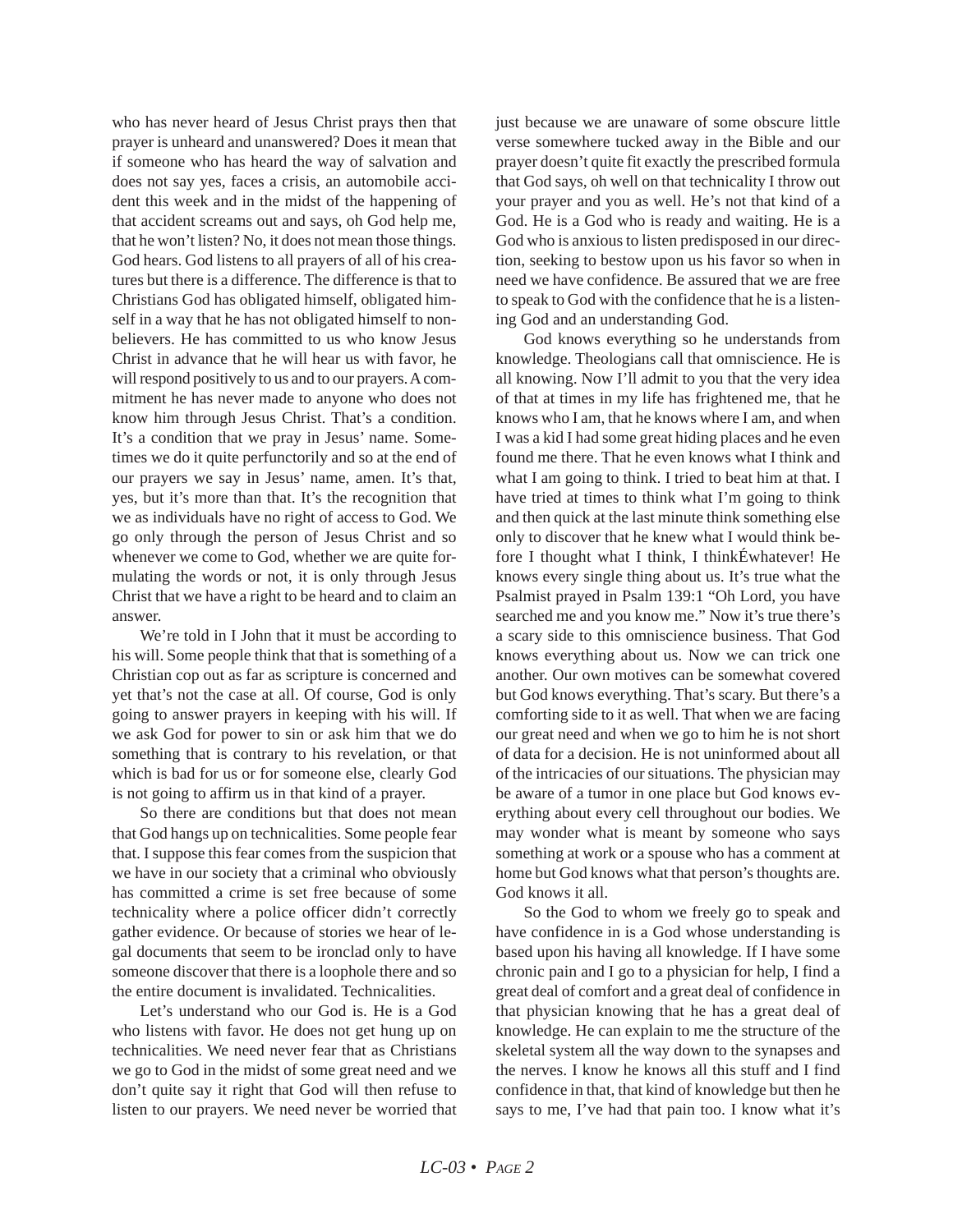who has never heard of Jesus Christ prays then that prayer is unheard and unanswered? Does it mean that if someone who has heard the way of salvation and does not say yes, faces a crisis, an automobile accident this week and in the midst of the happening of that accident screams out and says, oh God help me, that he won't listen? No, it does not mean those things. God hears. God listens to all prayers of all of his creatures but there is a difference. The difference is that to Christians God has obligated himself, obligated himself in a way that he has not obligated himself to nonbelievers. He has committed to us who know Jesus Christ in advance that he will hear us with favor, he will respond positively to us and to our prayers. A commitment he has never made to anyone who does not know him through Jesus Christ. That's a condition. It's a condition that we pray in Jesus' name. Sometimes we do it quite perfunctorily and so at the end of our prayers we say in Jesus' name, amen. It's that, yes, but it's more than that. It's the recognition that we as individuals have no right of access to God. We go only through the person of Jesus Christ and so whenever we come to God, whether we are quite formulating the words or not, it is only through Jesus Christ that we have a right to be heard and to claim an answer.

We're told in I John that it must be according to his will. Some people think that that is something of a Christian cop out as far as scripture is concerned and yet that's not the case at all. Of course, God is only going to answer prayers in keeping with his will. If we ask God for power to sin or ask him that we do something that is contrary to his revelation, or that which is bad for us or for someone else, clearly God is not going to affirm us in that kind of a prayer.

So there are conditions but that does not mean that God hangs up on technicalities. Some people fear that. I suppose this fear comes from the suspicion that we have in our society that a criminal who obviously has committed a crime is set free because of some technicality where a police officer didn't correctly gather evidence. Or because of stories we hear of legal documents that seem to be ironclad only to have someone discover that there is a loophole there and so the entire document is invalidated. Technicalities.

Let's understand who our God is. He is a God who listens with favor. He does not get hung up on technicalities. We need never fear that as Christians we go to God in the midst of some great need and we don't quite say it right that God will then refuse to listen to our prayers. We need never be worried that just because we are unaware of some obscure little verse somewhere tucked away in the Bible and our prayer doesn't quite fit exactly the prescribed formula that God says, oh well on that technicality I throw out your prayer and you as well. He's not that kind of a God. He is a God who is ready and waiting. He is a God who is anxious to listen predisposed in our direction, seeking to bestow upon us his favor so when in need we have confidence. Be assured that we are free to speak to God with the confidence that he is a listening God and an understanding God.

God knows everything so he understands from knowledge. Theologians call that omniscience. He is all knowing. Now I'll admit to you that the very idea of that at times in my life has frightened me, that he knows who I am, that he knows where I am, and when I was a kid I had some great hiding places and he even found me there. That he even knows what I think and what I am going to think. I tried to beat him at that. I have tried at times to think what I'm going to think and then quick at the last minute think something else only to discover that he knew what I would think before I thought what I think, I thinkÉwhatever! He knows every single thing about us. It's true what the Psalmist prayed in Psalm 139:1 "Oh Lord, you have searched me and you know me." Now it's true there's a scary side to this omniscience business. That God knows everything about us. Now we can trick one another. Our own motives can be somewhat covered but God knows everything. That's scary. But there's a comforting side to it as well. That when we are facing our great need and when we go to him he is not short of data for a decision. He is not uninformed about all of the intricacies of our situations. The physician may be aware of a tumor in one place but God knows everything about every cell throughout our bodies. We may wonder what is meant by someone who says something at work or a spouse who has a comment at home but God knows what that person's thoughts are. God knows it all.

So the God to whom we freely go to speak and have confidence in is a God whose understanding is based upon his having all knowledge. If I have some chronic pain and I go to a physician for help, I find a great deal of comfort and a great deal of confidence in that physician knowing that he has a great deal of knowledge. He can explain to me the structure of the skeletal system all the way down to the synapses and the nerves. I know he knows all this stuff and I find confidence in that, that kind of knowledge but then he says to me, I've had that pain too. I know what it's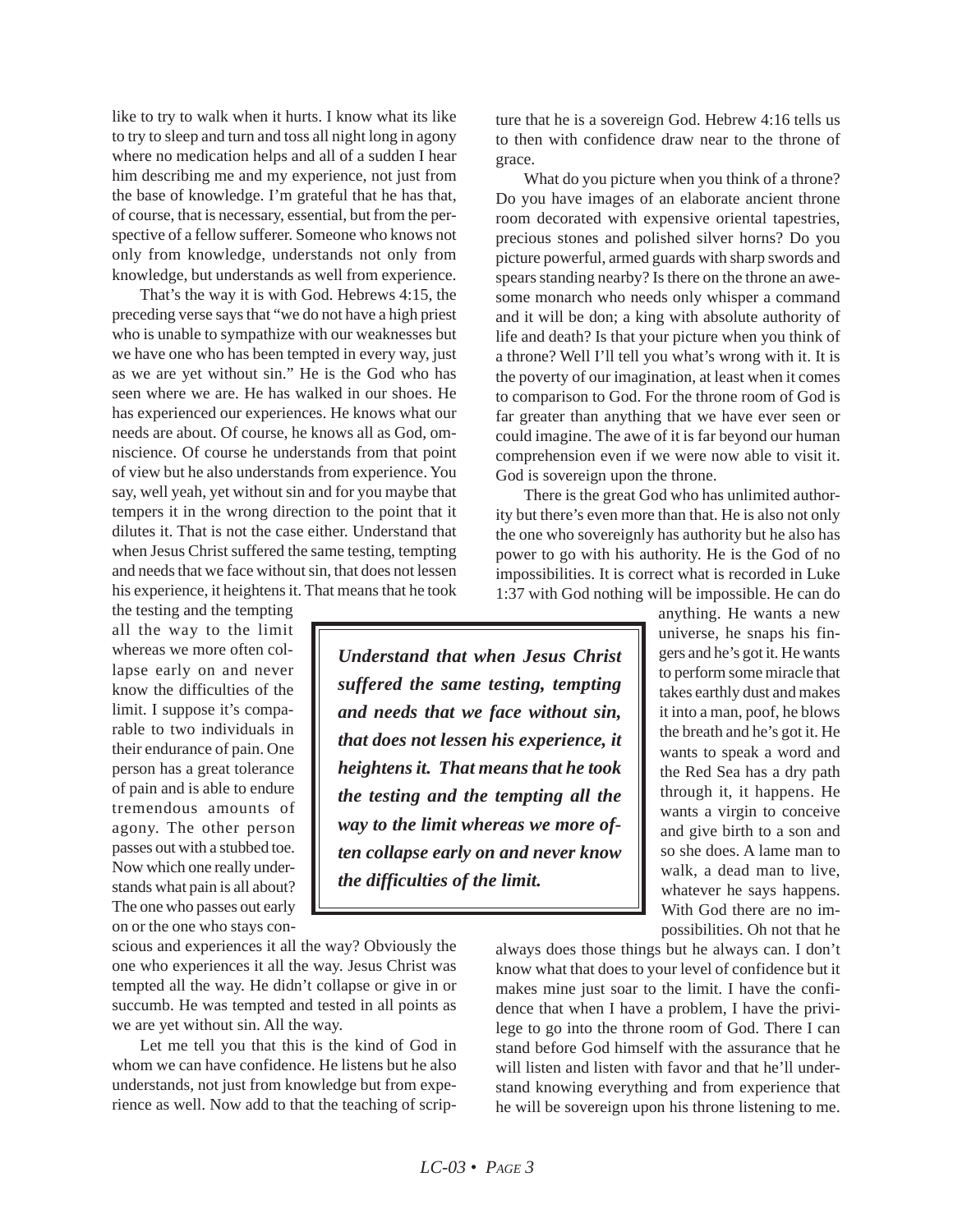like to try to walk when it hurts. I know what its like to try to sleep and turn and toss all night long in agony where no medication helps and all of a sudden I hear him describing me and my experience, not just from the base of knowledge. I'm grateful that he has that, of course, that is necessary, essential, but from the perspective of a fellow sufferer. Someone who knows not only from knowledge, understands not only from knowledge, but understands as well from experience.

That's the way it is with God. Hebrews 4:15, the preceding verse says that "we do not have a high priest who is unable to sympathize with our weaknesses but we have one who has been tempted in every way, just as we are yet without sin." He is the God who has seen where we are. He has walked in our shoes. He has experienced our experiences. He knows what our needs are about. Of course, he knows all as God, omniscience. Of course he understands from that point of view but he also understands from experience. You say, well yeah, yet without sin and for you maybe that tempers it in the wrong direction to the point that it dilutes it. That is not the case either. Understand that when Jesus Christ suffered the same testing, tempting and needs that we face without sin, that does not lessen his experience, it heightens it. That means that he took the testing and the tempting all the way to the limit whereas we more often collapse early on and never know the difficulties of the limit. I suppose it's comparable to two individuals in their endurance of pain. One person has a great tolerance of pain and is able to endure tremendous amounts of agony. The other person passes out with a stubbed toe. Now which one really understands what pain is all about? The one who passes out early on or the one who stays conscious and experiences it all the way? Obviously the one who experiences it all the way. Jesus Christ was tempted all the way. He didn't collapse or give in or succumb. He was tempted and tested in all points as we are yet without sin. All the way.

> ***Understand that when Jesus Christ suffered the same testing, tempting and needs that we face without sin, that does not lessen his experience, it heightens it. That means that he took the testing and the tempting all the way to the limit whereas we more often collapse early on and never know the difficulties of the limit.***

Let me tell you that this is the kind of God in whom we can have confidence. He listens but he also understands, not just from knowledge but from experience as well. Now add to that the teaching of scripture that he is a sovereign God. Hebrew 4:16 tells us to then with confidence draw near to the throne of grace.

What do you picture when you think of a throne? Do you have images of an elaborate ancient throne room decorated with expensive oriental tapestries, precious stones and polished silver horns? Do you picture powerful, armed guards with sharp swords and spears standing nearby? Is there on the throne an awesome monarch who needs only whisper a command and it will be don; a king with absolute authority of life and death? Is that your picture when you think of a throne? Well I'll tell you what's wrong with it. It is the poverty of our imagination, at least when it comes to comparison to God. For the throne room of God is far greater than anything that we have ever seen or could imagine. The awe of it is far beyond our human comprehension even if we were now able to visit it. God is sovereign upon the throne.

There is the great God who has unlimited authority but there's even more than that. He is also not only the one who sovereignly has authority but he also has power to go with his authority. He is the God of no impossibilities. It is correct what is recorded in Luke 1:37 with God nothing will be impossible. He can do anything. He wants a new universe, he snaps his fingers and he's got it. He wants to perform some miracle that takes earthly dust and makes it into a man, poof, he blows the breath and he's got it. He wants to speak a word and the Red Sea has a dry path through it, it happens. He wants a virgin to conceive and give birth to a son and so she does. A lame man to walk, a dead man to live, whatever he says happens. With God there are no impossibilities. Oh not that he always does those things but he always can. I don't know what that does to your level of confidence but it makes mine just soar to the limit. I have the confidence that when I have a problem, I have the privilege to go into the throne room of God. There I can stand before God himself with the assurance that he will listen and listen with favor and that he'll understand knowing everything and from experience that he will be sovereign upon his throne listening to me.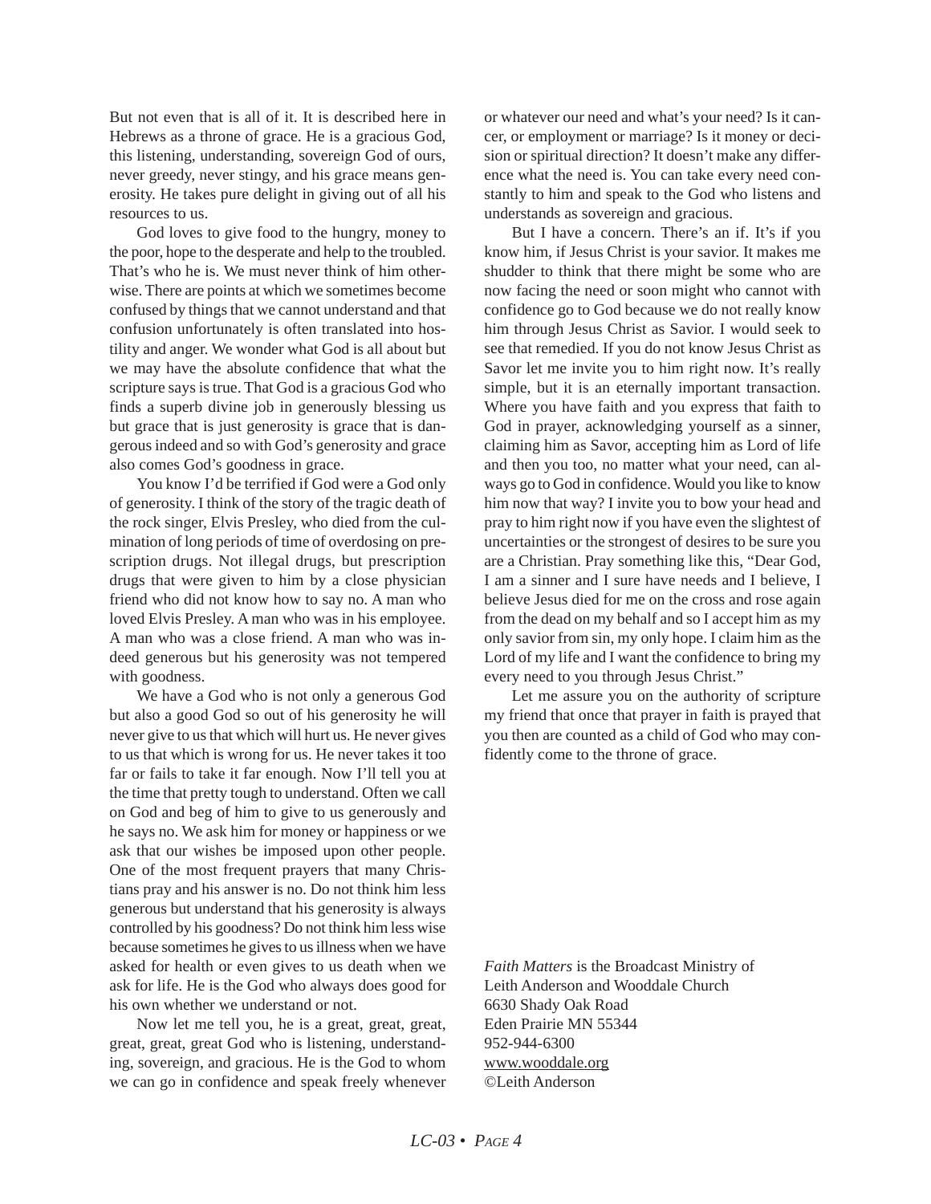But not even that is all of it. It is described here in Hebrews as a throne of grace. He is a gracious God, this listening, understanding, sovereign God of ours, never greedy, never stingy, and his grace means generosity. He takes pure delight in giving out of all his resources to us.

God loves to give food to the hungry, money to the poor, hope to the desperate and help to the troubled. That's who he is. We must never think of him otherwise. There are points at which we sometimes become confused by things that we cannot understand and that confusion unfortunately is often translated into hostility and anger. We wonder what God is all about but we may have the absolute confidence that what the scripture says is true. That God is a gracious God who finds a superb divine job in generously blessing us but grace that is just generosity is grace that is dangerous indeed and so with God's generosity and grace also comes God's goodness in grace.

You know I'd be terrified if God were a God only of generosity. I think of the story of the tragic death of the rock singer, Elvis Presley, who died from the culmination of long periods of time of overdosing on prescription drugs. Not illegal drugs, but prescription drugs that were given to him by a close physician friend who did not know how to say no. A man who loved Elvis Presley. A man who was in his employee. A man who was a close friend. A man who was indeed generous but his generosity was not tempered with goodness.

We have a God who is not only a generous God but also a good God so out of his generosity he will never give to us that which will hurt us. He never gives to us that which is wrong for us. He never takes it too far or fails to take it far enough. Now I'll tell you at the time that pretty tough to understand. Often we call on God and beg of him to give to us generously and he says no. We ask him for money or happiness or we ask that our wishes be imposed upon other people. One of the most frequent prayers that many Christians pray and his answer is no. Do not think him less generous but understand that his generosity is always controlled by his goodness? Do not think him less wise because sometimes he gives to us illness when we have asked for health or even gives to us death when we ask for life. He is the God who always does good for his own whether we understand or not.

Now let me tell you, he is a great, great, great, great, great, great God who is listening, understanding, sovereign, and gracious. He is the God to whom we can go in confidence and speak freely whenever or whatever our need and what's your need? Is it cancer, or employment or marriage? Is it money or decision or spiritual direction? It doesn't make any difference what the need is. You can take every need constantly to him and speak to the God who listens and understands as sovereign and gracious.

But I have a concern. There's an if. It's if you know him, if Jesus Christ is your savior. It makes me shudder to think that there might be some who are now facing the need or soon might who cannot with confidence go to God because we do not really know him through Jesus Christ as Savior. I would seek to see that remedied. If you do not know Jesus Christ as Savor let me invite you to him right now. It's really simple, but it is an eternally important transaction. Where you have faith and you express that faith to God in prayer, acknowledging yourself as a sinner, claiming him as Savor, accepting him as Lord of life and then you too, no matter what your need, can always go to God in confidence. Would you like to know him now that way? I invite you to bow your head and pray to him right now if you have even the slightest of uncertainties or the strongest of desires to be sure you are a Christian. Pray something like this, "Dear God, I am a sinner and I sure have needs and I believe, I believe Jesus died for me on the cross and rose again from the dead on my behalf and so I accept him as my only savior from sin, my only hope. I claim him as the Lord of my life and I want the confidence to bring my every need to you through Jesus Christ."

Let me assure you on the authority of scripture my friend that once that prayer in faith is prayed that you then are counted as a child of God who may confidently come to the throne of grace.

*Faith Matters* is the Broadcast Ministry of
Leith Anderson and Wooddale Church
6630 Shady Oak Road
Eden Prairie MN 55344
952-944-6300
www.wooddale.org
©Leith Anderson